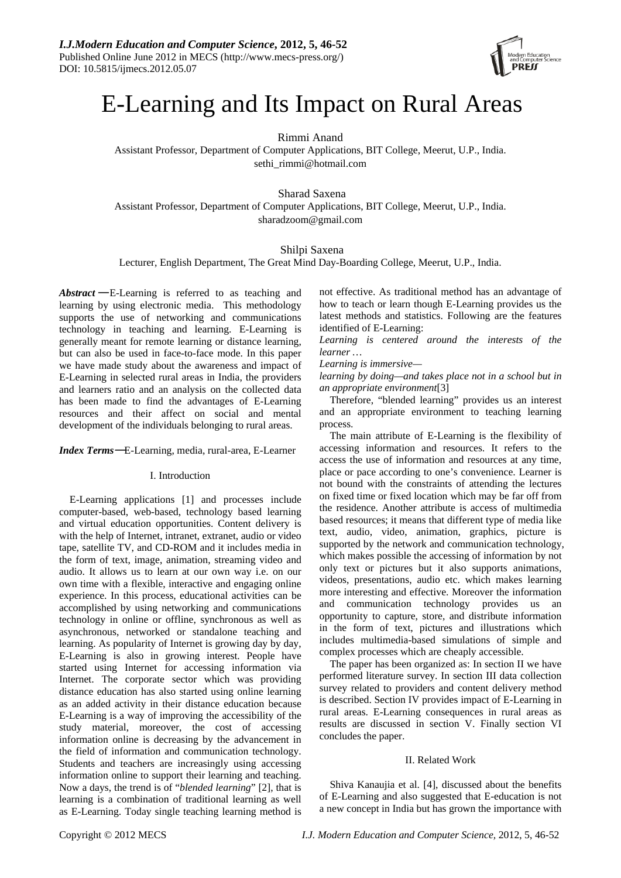# E-Learning and Its Impact on Rural Areas

Rimmi Anand
Assistant Professor, Department of Computer Applications, BIT College, Meerut, U.P., India.
sethi_rimmi@hotmail.com

Sharad Saxena
Assistant Professor, Department of Computer Applications, BIT College, Meerut, U.P., India.
sharadzoom@gmail.com

Shilpi Saxena
Lecturer, English Department, The Great Mind Day-Boarding College, Meerut, U.P., India.

***Abstract*** —E-Learning is referred to as teaching and learning by using electronic media. This methodology supports the use of networking and communications technology in teaching and learning. E-Learning is generally meant for remote learning or distance learning, but can also be used in face-to-face mode. In this paper we have made study about the awareness and impact of E-Learning in selected rural areas in India, the providers and learners ratio and an analysis on the collected data has been made to find the advantages of E-Learning resources and their affect on social and mental development of the individuals belonging to rural areas.

***Index Terms*** —E-Learning, media, rural-area, E-Learner

## I. Introduction

E-Learning applications [1] and processes include computer-based, web-based, technology based learning and virtual education opportunities. Content delivery is with the help of Internet, intranet, extranet, audio or video tape, satellite TV, and CD-ROM and it includes media in the form of text, image, animation, streaming video and audio. It allows us to learn at our own way i.e. on our own time with a flexible, interactive and engaging online experience. In this process, educational activities can be accomplished by using networking and communications technology in online or offline, synchronous as well as asynchronous, networked or standalone teaching and learning. As popularity of Internet is growing day by day, E-Learning is also in growing interest. People have started using Internet for accessing information via Internet. The corporate sector which was providing distance education has also started using online learning as an added activity in their distance education because E-Learning is a way of improving the accessibility of the study material, moreover, the cost of accessing information online is decreasing by the advancement in the field of information and communication technology. Students and teachers are increasingly using accessing information online to support their learning and teaching. Now a days, the trend is of "*blended learning*" [2], that is learning is a combination of traditional learning as well as E-Learning. Today single teaching learning method is not effective. As traditional method has an advantage of how to teach or learn though E-Learning provides us the latest methods and statistics. Following are the features identified of E-Learning:

*Learning is centered around the interests of the learner …*

*Learning is immersive—*

*learning by doing—and takes place not in a school but in an appropriate environment*[3]

Therefore, "blended learning" provides us an interest and an appropriate environment to teaching learning process.

The main attribute of E-Learning is the flexibility of accessing information and resources. It refers to the access the use of information and resources at any time, place or pace according to one's convenience. Learner is not bound with the constraints of attending the lectures on fixed time or fixed location which may be far off from the residence. Another attribute is access of multimedia based resources; it means that different type of media like text, audio, video, animation, graphics, picture is supported by the network and communication technology, which makes possible the accessing of information by not only text or pictures but it also supports animations, videos, presentations, audio etc. which makes learning more interesting and effective. Moreover the information and communication technology provides us an opportunity to capture, store, and distribute information in the form of text, pictures and illustrations which includes multimedia-based simulations of simple and complex processes which are cheaply accessible.

The paper has been organized as: In section II we have performed literature survey. In section III data collection survey related to providers and content delivery method is described. Section IV provides impact of E-Learning in rural areas. E-Learning consequences in rural areas as results are discussed in section V. Finally section VI concludes the paper.

## II. Related Work

Shiva Kanaujia et al. [4], discussed about the benefits of E-Learning and also suggested that E-education is not a new concept in India but has grown the importance with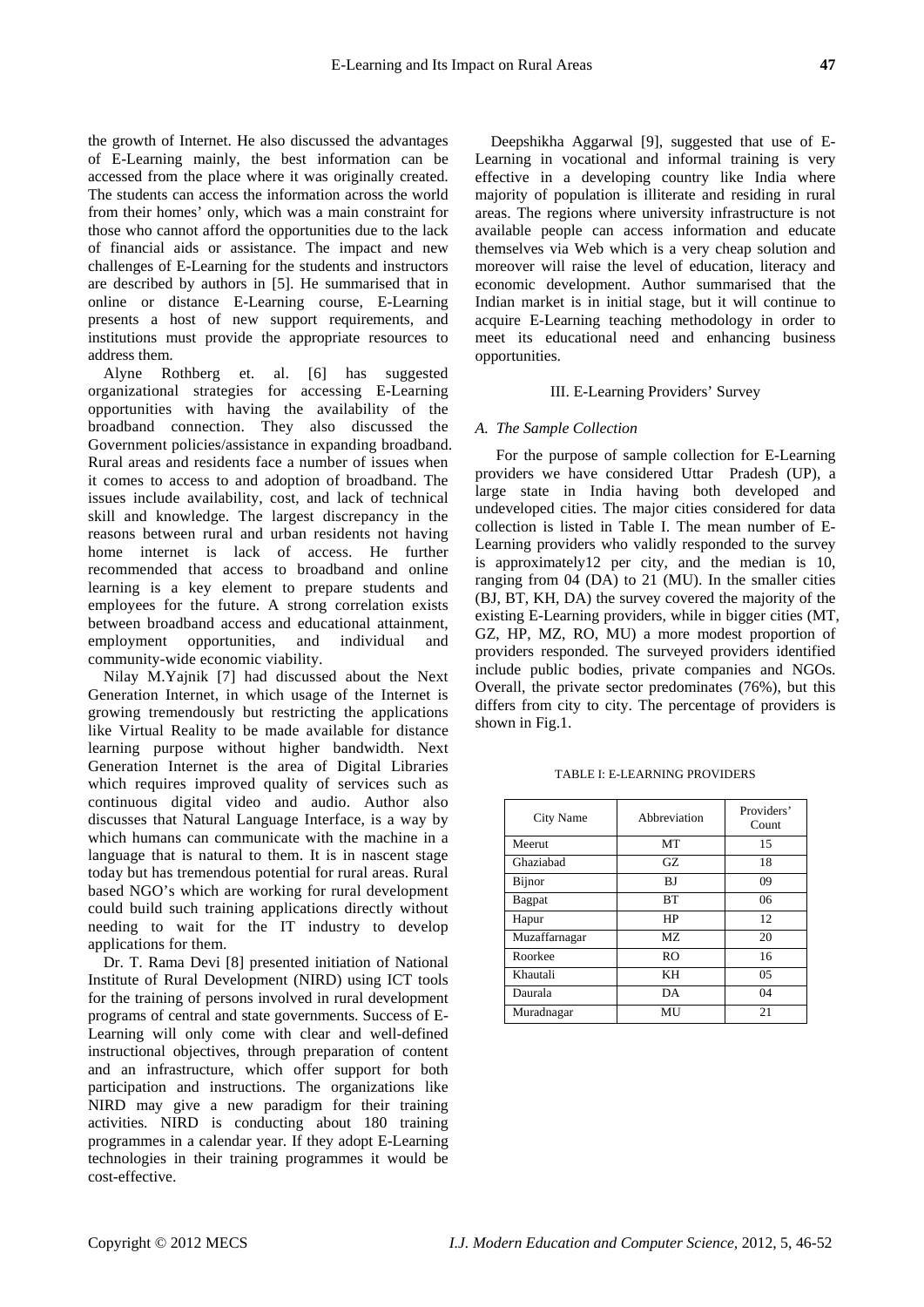the growth of Internet. He also discussed the advantages of E-Learning mainly, the best information can be accessed from the place where it was originally created. The students can access the information across the world from their homes' only, which was a main constraint for those who cannot afford the opportunities due to the lack of financial aids or assistance. The impact and new challenges of E-Learning for the students and instructors are described by authors in [5]. He summarised that in online or distance E-Learning course, E-Learning presents a host of new support requirements, and institutions must provide the appropriate resources to address them.

Alyne Rothberg et. al. [6] has suggested organizational strategies for accessing E-Learning opportunities with having the availability of the broadband connection. They also discussed the Government policies/assistance in expanding broadband. Rural areas and residents face a number of issues when it comes to access to and adoption of broadband. The issues include availability, cost, and lack of technical skill and knowledge. The largest discrepancy in the reasons between rural and urban residents not having home internet is lack of access. He further recommended that access to broadband and online learning is a key element to prepare students and employees for the future. A strong correlation exists between broadband access and educational attainment, employment opportunities, and individual and community-wide economic viability.

Nilay M.Yajnik [7] had discussed about the Next Generation Internet, in which usage of the Internet is growing tremendously but restricting the applications like Virtual Reality to be made available for distance learning purpose without higher bandwidth. Next Generation Internet is the area of Digital Libraries which requires improved quality of services such as continuous digital video and audio. Author also discusses that Natural Language Interface, is a way by which humans can communicate with the machine in a language that is natural to them. It is in nascent stage today but has tremendous potential for rural areas. Rural based NGO's which are working for rural development could build such training applications directly without needing to wait for the IT industry to develop applications for them.

Dr. T. Rama Devi [8] presented initiation of National Institute of Rural Development (NIRD) using ICT tools for the training of persons involved in rural development programs of central and state governments. Success of E-Learning will only come with clear and well-defined instructional objectives, through preparation of content and an infrastructure, which offer support for both participation and instructions. The organizations like NIRD may give a new paradigm for their training activities. NIRD is conducting about 180 training programmes in a calendar year. If they adopt E-Learning technologies in their training programmes it would be cost-effective.

Deepshikha Aggarwal [9], suggested that use of E-Learning in vocational and informal training is very effective in a developing country like India where majority of population is illiterate and residing in rural areas. The regions where university infrastructure is not available people can access information and educate themselves via Web which is a very cheap solution and moreover will raise the level of education, literacy and economic development. Author summarised that the Indian market is in initial stage, but it will continue to acquire E-Learning teaching methodology in order to meet its educational need and enhancing business opportunities.

## III. E-Learning Providers' Survey

### *A. The Sample Collection*

For the purpose of sample collection for E-Learning providers we have considered Uttar Pradesh (UP), a large state in India having both developed and undeveloped cities. The major cities considered for data collection is listed in Table I. The mean number of E-Learning providers who validly responded to the survey is approximately12 per city, and the median is 10, ranging from 04 (DA) to 21 (MU). In the smaller cities (BJ, BT, KH, DA) the survey covered the majority of the existing E-Learning providers, while in bigger cities (MT, GZ, HP, MZ, RO, MU) a more modest proportion of providers responded. The surveyed providers identified include public bodies, private companies and NGOs. Overall, the private sector predominates (76%), but this differs from city to city. The percentage of providers is shown in Fig.1.

TABLE I: E-LEARNING PROVIDERS

| City Name | Abbreviation | Providers' Count |
|---|---|---|
| Meerut | MT | 15 |
| Ghaziabad | GZ | 18 |
| Bijnor | BJ | 09 |
| Bagpat | BT | 06 |
| Hapur | HP | 12 |
| Muzaffarnagar | MZ | 20 |
| Roorkee | RO | 16 |
| Khautali | KH | 05 |
| Daurala | DA | 04 |
| Muradnagar | MU | 21 |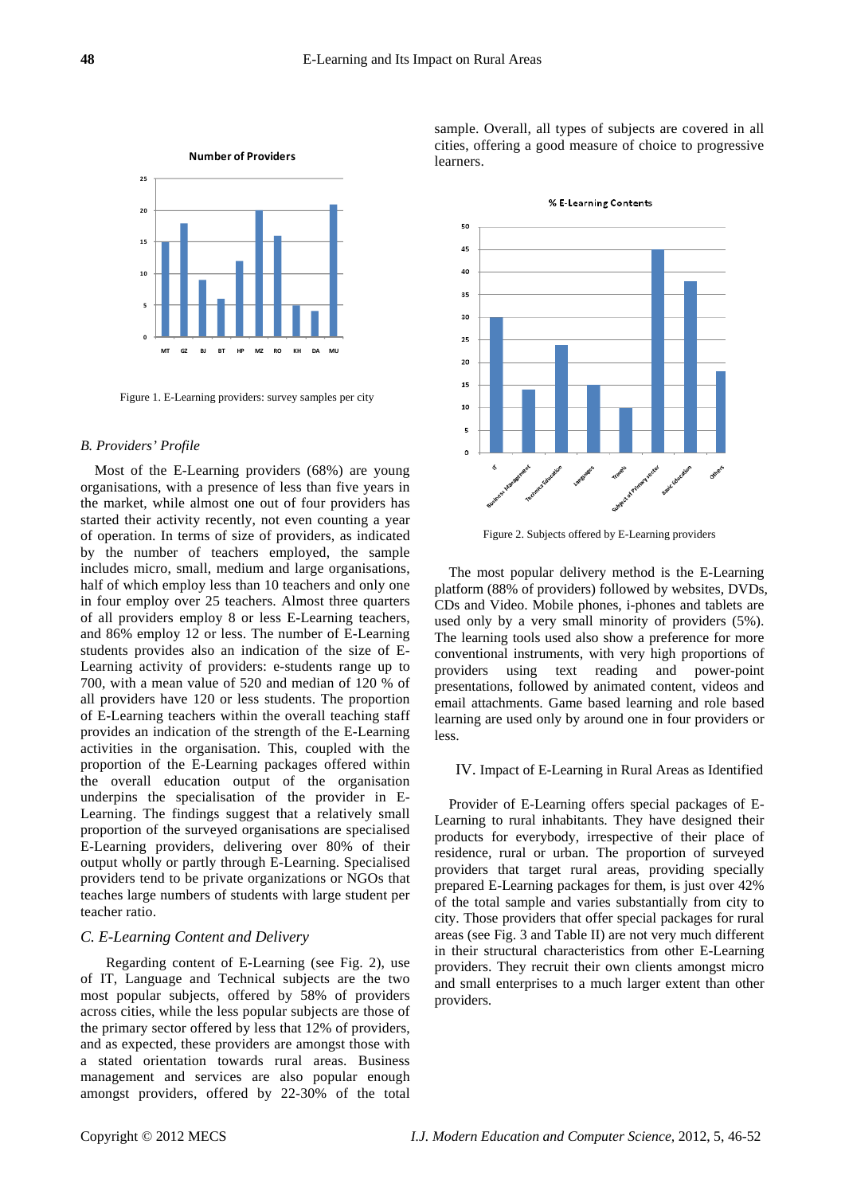Figure 1. E-Learning providers: survey samples per city

### B. Providers' Profile

Most of the E-Learning providers (68%) are young organisations, with a presence of less than five years in the market, while almost one out of four providers has started their activity recently, not even counting a year of operation. In terms of size of providers, as indicated by the number of teachers employed, the sample includes micro, small, medium and large organisations, half of which employ less than 10 teachers and only one in four employ over 25 teachers. Almost three quarters of all providers employ 8 or less E-Learning teachers, and 86% employ 12 or less. The number of E-Learning students provides also an indication of the size of E-Learning activity of providers: e-students range up to 700, with a mean value of 520 and median of 120 % of all providers have 120 or less students. The proportion of E-Learning teachers within the overall teaching staff provides an indication of the strength of the E-Learning activities in the organisation. This, coupled with the proportion of the E-Learning packages offered within the overall education output of the organisation underpins the specialisation of the provider in E-Learning. The findings suggest that a relatively small proportion of the surveyed organisations are specialised E-Learning providers, delivering over 80% of their output wholly or partly through E-Learning. Specialised providers tend to be private organizations or NGOs that teaches large numbers of students with large student per teacher ratio.

### C. E-Learning Content and Delivery

Regarding content of E-Learning (see Fig. 2), use of IT, Language and Technical subjects are the two most popular subjects, offered by 58% of providers across cities, while the less popular subjects are those of the primary sector offered by less that 12% of providers, and as expected, these providers are amongst those with a stated orientation towards rural areas. Business management and services are also popular enough amongst providers, offered by 22-30% of the total sample. Overall, all types of subjects are covered in all cities, offering a good measure of choice to progressive learners.

Figure 2. Subjects offered by E-Learning providers

The most popular delivery method is the E-Learning platform (88% of providers) followed by websites, DVDs, CDs and Video. Mobile phones, i-phones and tablets are used only by a very small minority of providers (5%). The learning tools used also show a preference for more conventional instruments, with very high proportions of providers using text reading and power-point presentations, followed by animated content, videos and email attachments. Game based learning and role based learning are used only by around one in four providers or less.

## IV. Impact of E-Learning in Rural Areas as Identified

Provider of E-Learning offers special packages of E-Learning to rural inhabitants. They have designed their products for everybody, irrespective of their place of residence, rural or urban. The proportion of surveyed providers that target rural areas, providing specially prepared E-Learning packages for them, is just over 42% of the total sample and varies substantially from city to city. Those providers that offer special packages for rural areas (see Fig. 3 and Table II) are not very much different in their structural characteristics from other E-Learning providers. They recruit their own clients amongst micro and small enterprises to a much larger extent than other providers.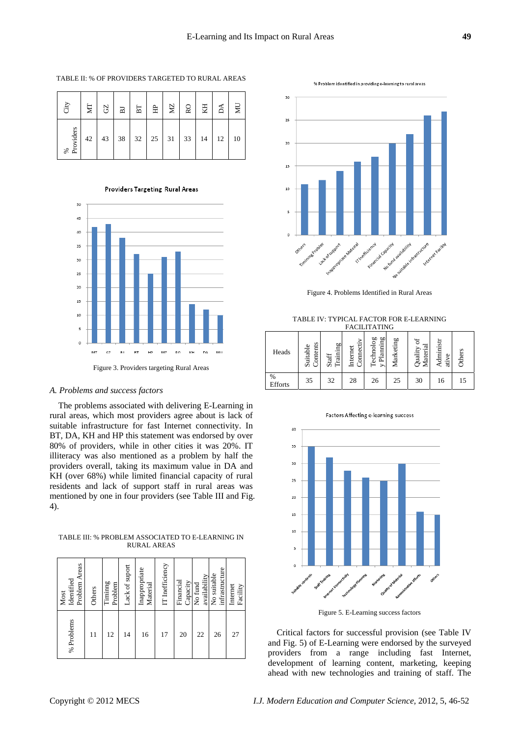TABLE II: % OF PROVIDERS TARGETED TO RURAL AREAS

| City | MT | GZ | BJ | BT | HP | MZ | RO | KH | DA | MU |
|---|---|---|---|---|---|---|---|---|---|---|
| % Providers | 42 | 43 | 38 | 32 | 25 | 31 | 33 | 14 | 12 | 10 |

Figure 3. Providers targeting Rural Areas

### A. Problems and success factors

The problems associated with delivering E-Learning in rural areas, which most providers agree about is lack of suitable infrastructure for fast Internet connectivity. In BT, DA, KH and HP this statement was endorsed by over 80% of providers, while in other cities it was 20%. IT illiteracy was also mentioned as a problem by half the providers overall, taking its maximum value in DA and KH (over 68%) while limited financial capacity of rural residents and lack of support staff in rural areas was mentioned by one in four providers (see Table III and Fig. 4).

TABLE III: % PROBLEM ASSOCIATED TO E-LEARNING IN RURAL AREAS

| Most Identified Problem Areas | Others | Timinng Problem | Lack of suport | Inappropriate Material | IT Inefficiency | Financial Capacity | No fund availability | No suitable infrastructure | Internet Facility |
|---|---|---|---|---|---|---|---|---|---|
| % Problems | 11 | 12 | 14 | 16 | 17 | 20 | 22 | 26 | 27 |

Figure 4. Problems Identified in Rural Areas

TABLE IV: TYPICAL FACTOR FOR E-LEARNING FACILITATING

| Heads | Suitable Contents | Staff Training | Internet Connectiv | Technolog y Planning | Marketing | Quality of Material | Administr ative | Others |
|---|---|---|---|---|---|---|---|---|
| % Efforts | 35 | 32 | 28 | 26 | 25 | 30 | 16 | 15 |

Figure 5. E-Learning success factors

Critical factors for successful provision (see Table IV and Fig. 5) of E-Learning were endorsed by the surveyed providers from a range including fast Internet, development of learning content, marketing, keeping ahead with new technologies and training of staff. The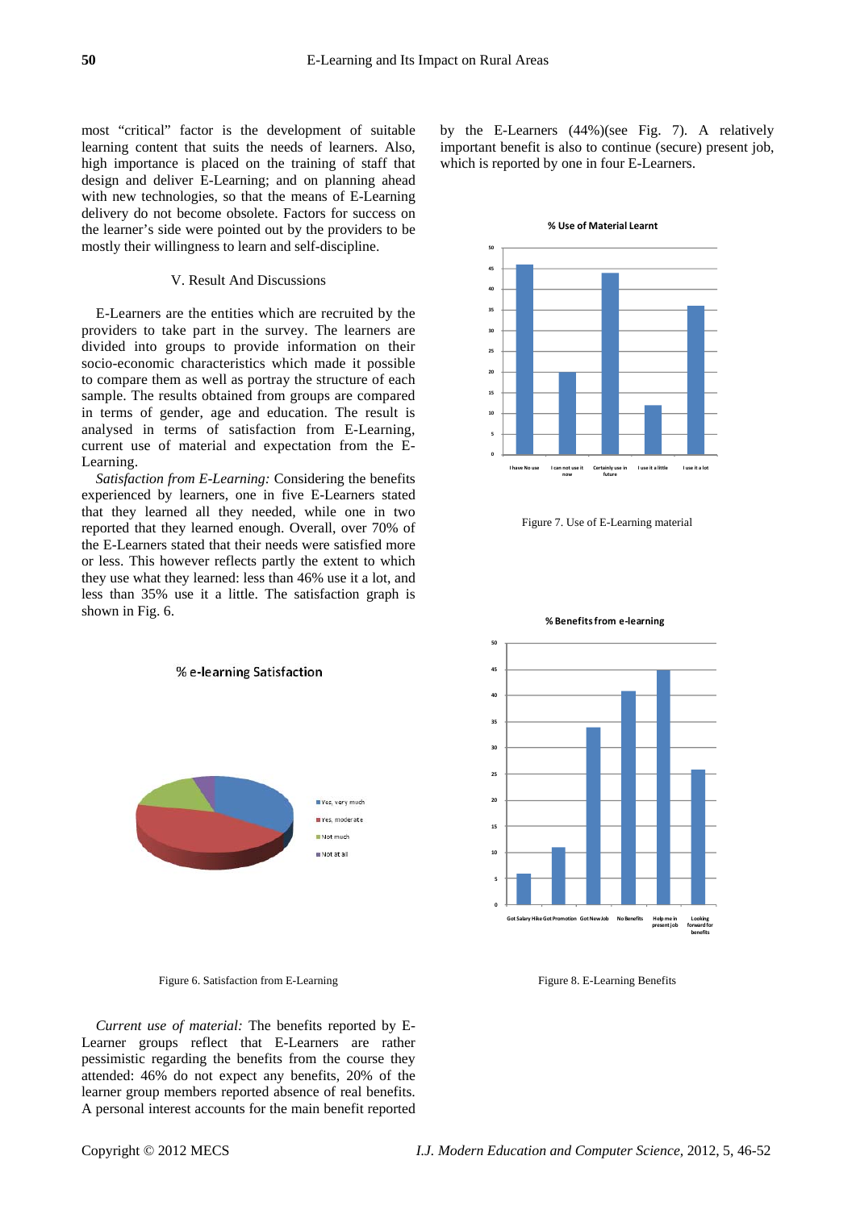most "critical" factor is the development of suitable learning content that suits the needs of learners. Also, high importance is placed on the training of staff that design and deliver E-Learning; and on planning ahead with new technologies, so that the means of E-Learning delivery do not become obsolete. Factors for success on the learner's side were pointed out by the providers to be mostly their willingness to learn and self-discipline.

## V. Result And Discussions

E-Learners are the entities which are recruited by the providers to take part in the survey. The learners are divided into groups to provide information on their socio-economic characteristics which made it possible to compare them as well as portray the structure of each sample. The results obtained from groups are compared in terms of gender, age and education. The result is analysed in terms of satisfaction from E-Learning, current use of material and expectation from the E-Learning.

*Satisfaction from E-Learning:* Considering the benefits experienced by learners, one in five E-Learners stated that they learned all they needed, while one in two reported that they learned enough. Overall, over 70% of the E-Learners stated that their needs were satisfied more or less. This however reflects partly the extent to which they use what they learned: less than 46% use it a lot, and less than 35% use it a little. The satisfaction graph is shown in Fig. 6.

Figure 6. Satisfaction from E-Learning

*Current use of material:* The benefits reported by E-Learner groups reflect that E-Learners are rather pessimistic regarding the benefits from the course they attended: 46% do not expect any benefits, 20% of the learner group members reported absence of real benefits. A personal interest accounts for the main benefit reported by the E-Learners (44%)(see Fig. 7). A relatively important benefit is also to continue (secure) present job, which is reported by one in four E-Learners.

Figure 7. Use of E-Learning material

Figure 8. E-Learning Benefits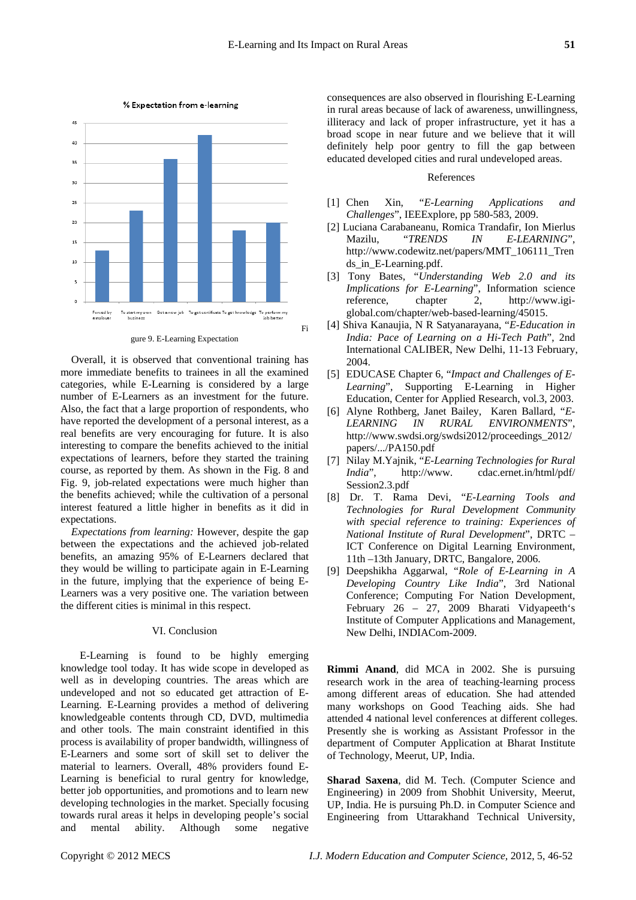% Expectation from e-learning

Figure 9. E-Learning Expectation

Overall, it is observed that conventional training has more immediate benefits to trainees in all the examined categories, while E-Learning is considered by a large number of E-Learners as an investment for the future. Also, the fact that a large proportion of respondents, who have reported the development of a personal interest, as a real benefits are very encouraging for future. It is also interesting to compare the benefits achieved to the initial expectations of learners, before they started the training course, as reported by them. As shown in the Fig. 8 and Fig. 9, job-related expectations were much higher than the benefits achieved; while the cultivation of a personal interest featured a little higher in benefits as it did in expectations.

*Expectations from learning:* However, despite the gap between the expectations and the achieved job-related benefits, an amazing 95% of E-Learners declared that they would be willing to participate again in E-Learning in the future, implying that the experience of being E-Learners was a very positive one. The variation between the different cities is minimal in this respect.

## VI. Conclusion

E-Learning is found to be highly emerging knowledge tool today. It has wide scope in developed as well as in developing countries. The areas which are undeveloped and not so educated get attraction of E-Learning. E-Learning provides a method of delivering knowledgeable contents through CD, DVD, multimedia and other tools. The main constraint identified in this process is availability of proper bandwidth, willingness of E-Learners and some sort of skill set to deliver the material to learners. Overall, 48% providers found E-Learning is beneficial to rural gentry for knowledge, better job opportunities, and promotions and to learn new developing technologies in the market. Specially focusing towards rural areas it helps in developing people's social and mental ability. Although some negative consequences are also observed in flourishing E-Learning in rural areas because of lack of awareness, unwillingness, illiteracy and lack of proper infrastructure, yet it has a broad scope in near future and we believe that it will definitely help poor gentry to fill the gap between educated developed cities and rural undeveloped areas.

## References

[1] Chen Xin, "*E-Learning Applications and Challenges*", IEEExplore, pp 580-583, 2009.

[2] Luciana Carabaneanu, Romica Trandafir, Ion Mierlus Mazilu, "*TRENDS IN E-LEARNING*", http://www.codewitz.net/papers/MMT_106111_Trends_in_E-Learning.pdf.

[3] Tony Bates, "*Understanding Web 2.0 and its Implications for E-Learning*", Information science reference, chapter 2, http://www.igi-global.com/chapter/web-based-learning/45015.

[4] Shiva Kanaujia, N R Satyanarayana, "*E-Education in India: Pace of Learning on a Hi-Tech Path*", 2nd International CALIBER, New Delhi, 11-13 February, 2004.

[5] EDUCASE Chapter 6, "*Impact and Challenges of E-Learning*", Supporting E-Learning in Higher Education, Center for Applied Research, vol.3, 2003.

[6] Alyne Rothberg, Janet Bailey, Karen Ballard, "*E-LEARNING IN RURAL ENVIRONMENTS*", http://www.swdsi.org/swdsi2012/proceedings_2012/papers/.../PA150.pdf

[7] Nilay M.Yajnik, "*E-Learning Technologies for Rural India*", http://www. cdac.ernet.in/html/pdf/Session2.3.pdf

[8] Dr. T. Rama Devi, "*E-Learning Tools and Technologies for Rural Development Community with special reference to training: Experiences of National Institute of Rural Development*", DRTC – ICT Conference on Digital Learning Environment, 11th –13th January, DRTC, Bangalore, 2006.

[9] Deepshikha Aggarwal, "*Role of E-Learning in A Developing Country Like India*", 3rd National Conference; Computing For Nation Development, February 26 – 27, 2009 Bharati Vidyapeeth's Institute of Computer Applications and Management, New Delhi, INDIACom-2009.

**Rimmi Anand**, did MCA in 2002. She is pursuing research work in the area of teaching-learning process among different areas of education. She had attended many workshops on Good Teaching aids. She had attended 4 national level conferences at different colleges. Presently she is working as Assistant Professor in the department of Computer Application at Bharat Institute of Technology, Meerut, UP, India.

**Sharad Saxena**, did M. Tech. (Computer Science and Engineering) in 2009 from Shobhit University, Meerut, UP, India. He is pursuing Ph.D. in Computer Science and Engineering from Uttarakhand Technical University,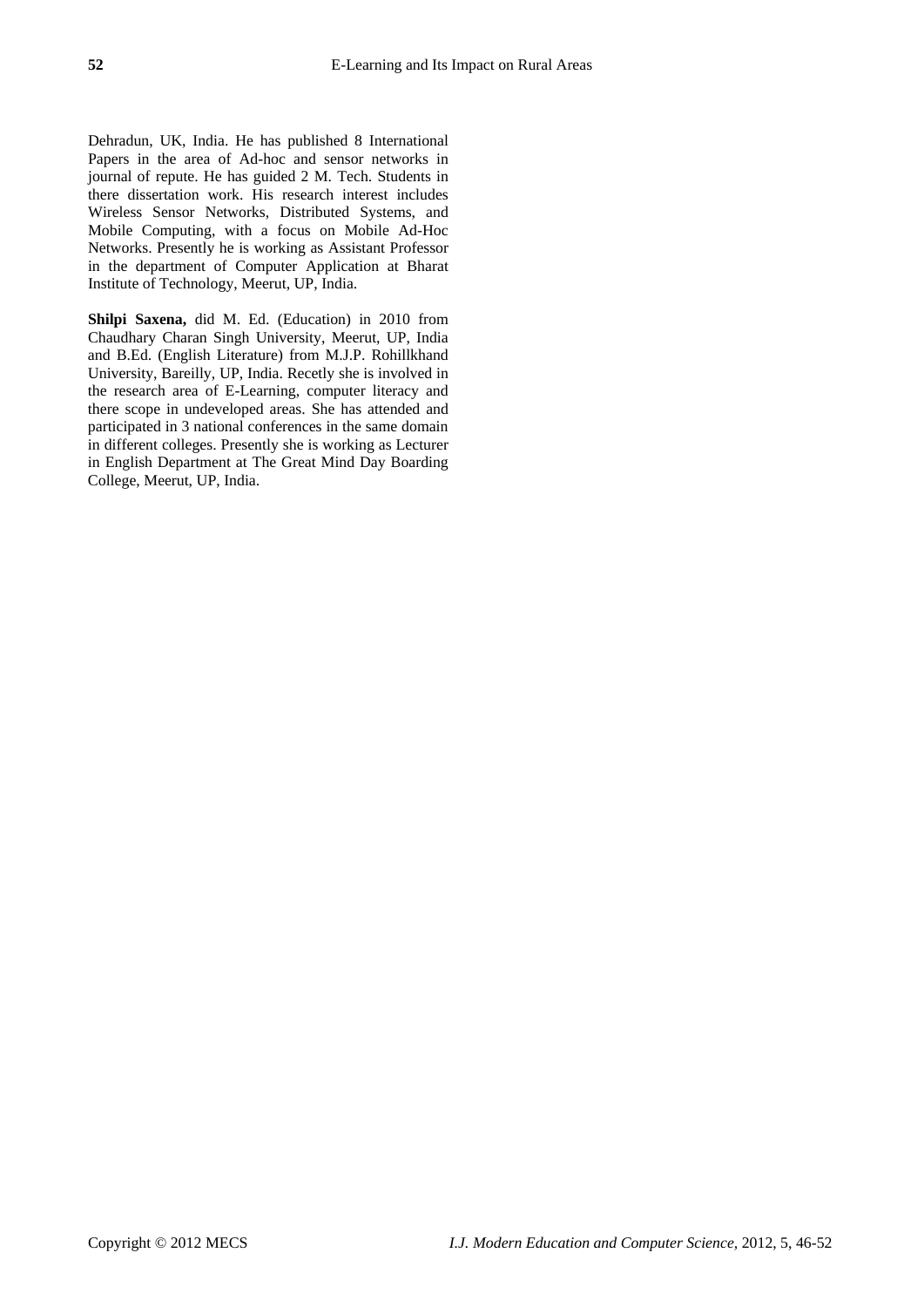Dehradun, UK, India. He has published 8 International Papers in the area of Ad-hoc and sensor networks in journal of repute. He has guided 2 M. Tech. Students in there dissertation work. His research interest includes Wireless Sensor Networks, Distributed Systems, and Mobile Computing, with a focus on Mobile Ad-Hoc Networks. Presently he is working as Assistant Professor in the department of Computer Application at Bharat Institute of Technology, Meerut, UP, India.

**Shilpi Saxena,** did M. Ed. (Education) in 2010 from Chaudhary Charan Singh University, Meerut, UP, India and B.Ed. (English Literature) from M.J.P. Rohillkhand University, Bareilly, UP, India. Recetly she is involved in the research area of E-Learning, computer literacy and there scope in undeveloped areas. She has attended and participated in 3 national conferences in the same domain in different colleges. Presently she is working as Lecturer in English Department at The Great Mind Day Boarding College, Meerut, UP, India.